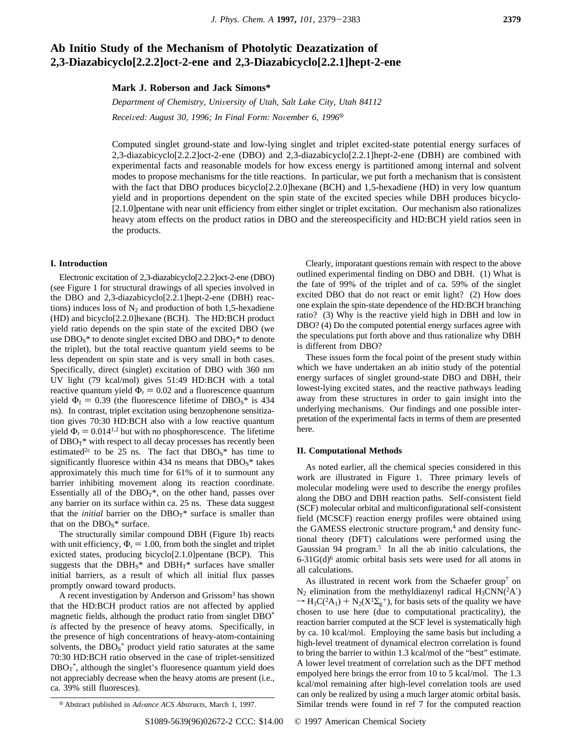# Ab Initio Study of the Mechanism of Photolytic Deazatization of 2,3-Diazabicyclo[2.2.2]oct-2-ene and 2,3-Diazabicyclo[2.2.1]hept-2-ene

**Mark J. Roberson and Jack Simons***

*Department of Chemistry, University of Utah, Salt Lake City, Utah 84112*

*Received: August 30, 1996; In Final Form: November 6, 1996*[⊗]

Computed singlet ground-state and low-lying singlet and triplet excited-state potential energy surfaces of 2,3-diazabicyclo[2.2.2]oct-2-ene (DBO) and 2,3-diazabicyclo[2.2.1]hept-2-ene (DBH) are combined with experimental facts and reasonable models for how excess energy is partitioned among internal and solvent modes to propose mechanisms for the title reactions. In particular, we put forth a mechanism that is consistent with the fact that DBO produces bicyclo[2.2.0]hexane (BCH) and 1,5-hexadiene (HD) in very low quantum yield and in proportions dependent on the spin state of the excited species while DBH produces bicyclo-[2.1.0]pentane with near unit efficiency from either singlet or triplet excitation. Our mechanism also rationalizes heavy atom effects on the product ratios in DBO and the stereospecificity and HD:BCH yield ratios seen in the products.

## I. Introduction

Electronic excitation of 2,3-diazabicyclo[2.2.2]oct-2-ene (DBO) (see Figure 1 for structural drawings of all species involved in the DBO and 2,3-diazabicyclo[2.2.1]hept-2-ene (DBH) reactions) induces loss of $N_2$ and production of both 1,5-hexadiene (HD) and bicyclo[2.2.0]hexane (BCH). The HD:BCH product yield ratio depends on the spin state of the excited DBO (we use $DBO_S$* to denote singlet excited DBO and $DBO_T$* to denote the triplet), but the total reactive quantum yield seems to be less dependent on spin state and is very small in both cases. Specifically, direct (singlet) excitation of DBO with 360 nm UV light (79 kcal/mol) gives 51:49 HD:BCH with a total reactive quantum yield $\Phi_r = 0.02$ and a fluorescence quantum yield $\Phi_f = 0.39$ (the fluorescence lifetime of $DBO_S$* is 434 ns). In contrast, triplet excitation using benzophenone sensitization gives 70:30 HD:BCH also with a low reactive quantum yield $\Phi_r = 0.014$[1,2] but with no phosphorescence. The lifetime of $DBO_T$* with respect to all decay processes has recently been estimated[2c] to be 25 ns. The fact that $DBO_S$* has time to significantly fluoresce within 434 ns means that $DBO_S$* takes approximately this much time for 61% of it to surmount any barrier inhibiting movement along its reaction coordinate. Essentially all of the $DBO_T$*, on the other hand, passes over any barrier on its surface within ca. 25 ns. These data suggest that the *initial* barrier on the $DBO_T$* surface is smaller than that on the $DBO_S$* surface.

The structurally similar compound DBH (Figure 1b) reacts with unit efficiency, $\Phi_r = 1.00$, from both the singlet and triplet exicted states, producing bicyclo[2.1.0]pentane (BCP). This suggests that the $DBH_S$* and $DBH_T$* surfaces have smaller initial barriers, as a result of which all initial flux passes promptly onward toward products.

A recent investigation by Anderson and Grissom[3] has shown that the HD:BCH product ratios are not affected by applied magnetic fields, although the product ratio from singlet DBO* *is* affected by the presence of heavy atoms. Specifically, in the presence of high concentrations of heavy-atom-containing solvents, the $DBO_S$* product yield ratio saturates at the same 70:30 HD:BCH ratio observed in the case of triplet-sensitized $DBO_T$*, although the singlet's fluoresence quantum yield does not appreciably decrease when the heavy atoms are present (i.e., ca. 39% still fluoresces).

Clearly, imporatant questions remain with respect to the above outlined experimental finding on DBO and DBH. (1) What is the fate of 99% of the triplet and of ca. 59% of the singlet excited DBO that do not react or emit light? (2) How does one explain the spin-state dependence of the HD:BCH branching ratio? (3) Why is the reactive yield high in DBH and low in DBO? (4) Do the computed potential energy surfaces agree with the speculations put forth above and thus rationalize why DBH is different from DBO?

These issues form the focal point of the present study within which we have undertaken an ab initio study of the potential energy surfaces of singlet ground-state DBO and DBH, their lowest-lying excited states, and the reactive pathways leading away from these structures in order to gain insight into the underlying mechanisms. Our findings and one possible interpretation of the experimental facts in terms of them are presented here.

## II. Computational Methods

As noted earlier, all the chemical species considered in this work are illustrated in Figure 1. Three primary levels of molecular modeling were used to describe the energy profiles along the DBO and DBH reaction paths. Self-consistent field (SCF) molecular orbital and multiconfigurational self-consistent field (MCSCF) reaction energy profiles were obtained using the GAMESS electronic structure program,[4] and density functional theory (DFT) calculations were performed using the Gaussian 94 program.[5] In all the ab initio calculations, the 6-31G(d)[6] atomic orbital basis sets were used for all atoms in all calculations.

As illustrated in recent work from the Schaefer group[7] on $N_2$ elimination from the methyldiazenyl radical $H_3CNN(^2A')$ $\rightarrow H_3C(^2A_1) + N_2(X^1\Sigma_g^+)$, for basis sets of the quality we have chosen to use here (due to computational practicality), the reaction barrier computed at the SCF level is systematically high by ca. 10 kcal/mol. Employing the same basis but including a high-level treatment of dynamical electron correlation is found to bring the barrier to within 1.3 kcal/mol of the "best" estimate. A lower level treatment of correlation such as the DFT method empolyed here brings the error from 10 to 5 kcal/mol. The 1.3 kcal/mol remaining after high-level correlation tools are used can only be realized by using a much larger atomic orbital basis. Similar trends were found in ref 7 for the computed reaction

[⊗] Abstract published in *Advance ACS Abstracts,* March 1, 1997.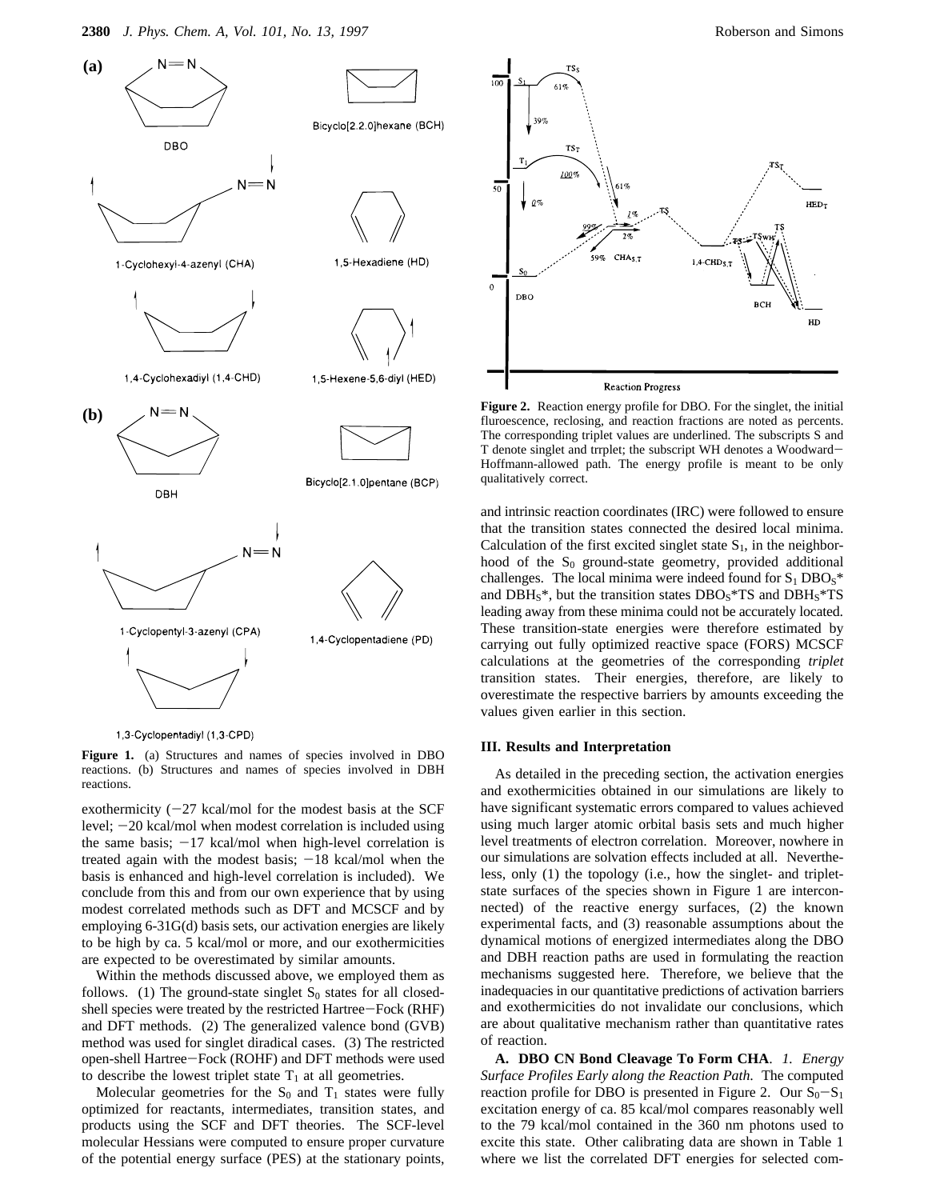**Figure 1.** (a) Structures and names of species involved in DBO reactions. (b) Structures and names of species involved in DBH reactions.

**Figure 2.** Reaction energy profile for DBO. For the singlet, the initial fluroescence, reclosing, and reaction fractions are noted as percents. The corresponding triplet values are underlined. The subscripts S and T denote singlet and trrplet; the subscript WH denotes a Woodward–Hoffmann-allowed path. The energy profile is meant to be only qualitatively correct.

exothermicity (−27 kcal/mol for the modest basis at the SCF level; −20 kcal/mol when modest correlation is included using the same basis; −17 kcal/mol when high-level correlation is treated again with the modest basis; −18 kcal/mol when the basis is enhanced and high-level correlation is included). We conclude from this and from our own experience that by using modest correlated methods such as DFT and MCSCF and by employing 6-31G(d) basis sets, our activation energies are likely to be high by ca. 5 kcal/mol or more, and our exothermicities are expected to be overestimated by similar amounts.

Within the methods discussed above, we employed them as follows. (1) The ground-state singlet $S_0$ states for all closed-shell species were treated by the restricted Hartree–Fock (RHF) and DFT methods. (2) The generalized valence bond (GVB) method was used for singlet diradical cases. (3) The restricted open-shell Hartree–Fock (ROHF) and DFT methods were used to describe the lowest triplet state $T_1$ at all geometries.

Molecular geometries for the $S_0$ and $T_1$ states were fully optimized for reactants, intermediates, transition states, and products using the SCF and DFT theories. The SCF-level molecular Hessians were computed to ensure proper curvature of the potential energy surface (PES) at the stationary points, and intrinsic reaction coordinates (IRC) were followed to ensure that the transition states connected the desired local minima. Calculation of the first excited singlet state $S_1$, in the neighborhood of the $S_0$ ground-state geometry, provided additional challenges. The local minima were indeed found for $S_1$ $DBO_S$* and $DBH_S$*, but the transition states $DBO_S$*TS and $DBH_S$*TS leading away from these minima could not be accurately located. These transition-state energies were therefore estimated by carrying out fully optimized reactive space (FORS) MCSCF calculations at the geometries of the corresponding *triplet* transition states. Their energies, therefore, are likely to overestimate the respective barriers by amounts exceeding the values given earlier in this section.

## III. Results and Interpretation

As detailed in the preceding section, the activation energies and exothermicities obtained in our simulations are likely to have significant systematic errors compared to values achieved using much larger atomic orbital basis sets and much higher level treatments of electron correlation. Moreover, nowhere in our simulations are solvation effects included at all. Nevertheless, only (1) the topology (i.e., how the singlet- and triplet-state surfaces of the species shown in Figure 1 are interconnected) of the reactive energy surfaces, (2) the known experimental facts, and (3) reasonable assumptions about the dynamical motions of energized intermediates along the DBO and DBH reaction paths are used in formulating the reaction mechanisms suggested here. Therefore, we believe that the inadequacies in our quantitative predictions of activation barriers and exothermicities do not invalidate our conclusions, which are about qualitative mechanism rather than quantitative rates of reaction.

**A. DBO CN Bond Cleavage To Form CHA.** *1. Energy Surface Profiles Early along the Reaction Path.* The computed reaction profile for DBO is presented in Figure 2. Our $S_0$–$S_1$ excitation energy of ca. 85 kcal/mol compares reasonably well to the 79 kcal/mol contained in the 360 nm photons used to excite this state. Other calibrating data are shown in Table 1 where we list the correlated DFT energies for selected com-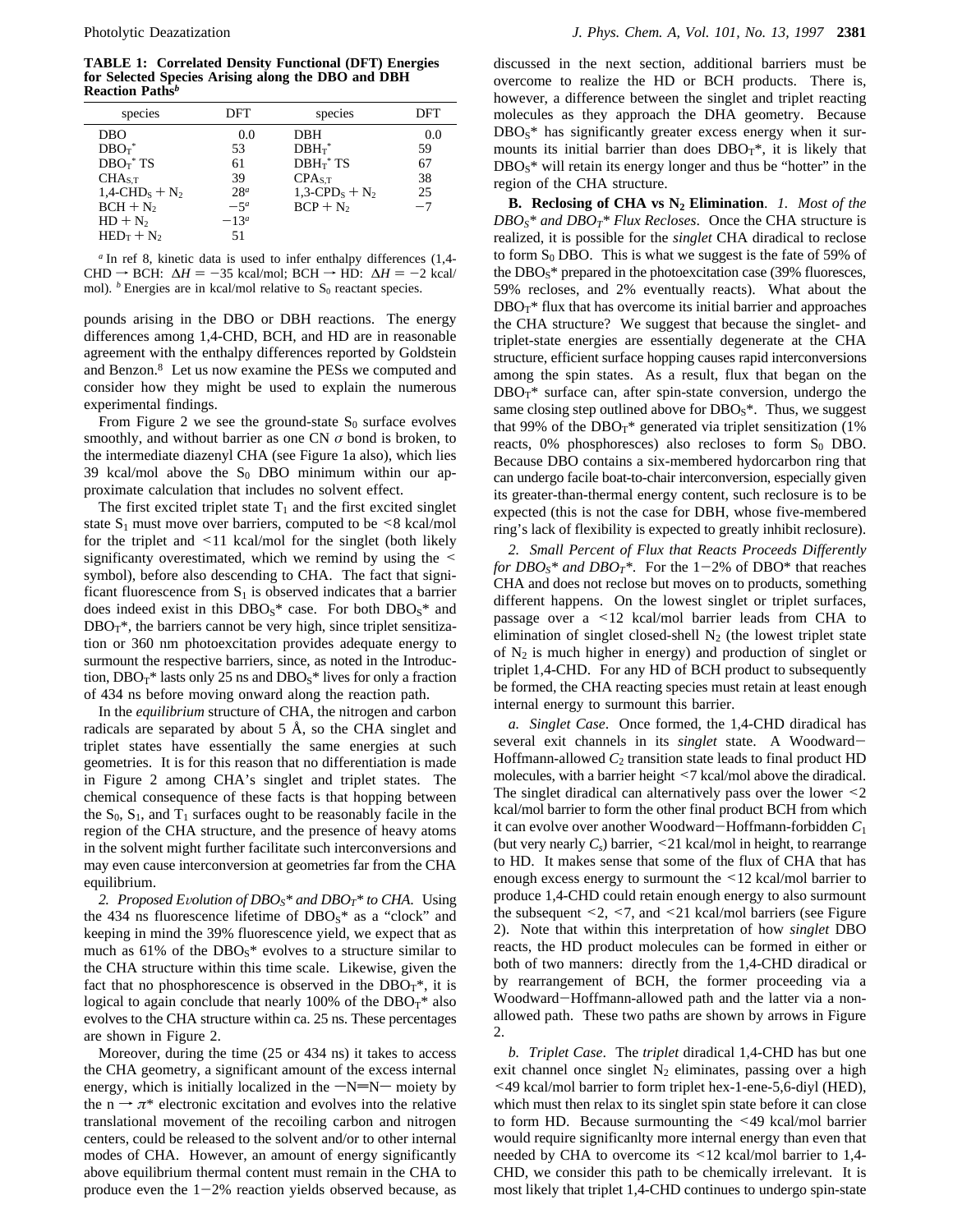**TABLE 1: Correlated Density Functional (DFT) Energies for Selected Species Arising along the DBO and DBH Reaction Paths[b]**

| species | DFT | species | DFT |
|---|---|---|---|
| DBO | 0.0 | DBH | 0.0 |
| $DBO_T^*$ | 53 | $DBH_T^*$ | 59 |
| $DBO_T^*$ TS | 61 | $DBH_T^*$ TS | 67 |
| $CHA_{S,T}$ | 39 | $CPA_{S,T}$ | 38 |
| $1,4\text{-}CHD_S + N_2$ | 28[a] | $1,3\text{-}CPD_S + N_2$ | 25 |
| $BCH + N_2$ | −5[a] | $BCP + N_2$ | −7 |
| $HD + N_2$ | −13[a] | | |
| $HED_T + N_2$ | 51 | | |

[a] In ref 8, kinetic data is used to infer enthalpy differences (1,4-CHD → BCH: $\Delta H = -35$ kcal/mol; BCH → HD: $\Delta H = -2$ kcal/mol). [b] Energies are in kcal/mol relative to $S_0$ reactant species.

pounds arising in the DBO or DBH reactions. The energy differences among 1,4-CHD, BCH, and HD are in reasonable agreement with the enthalpy differences reported by Goldstein and Benzon.[8] Let us now examine the PESs we computed and consider how they might be used to explain the numerous experimental findings.

From Figure 2 we see the ground-state $S_0$ surface evolves smoothly, and without barrier as one CN $\sigma$ bond is broken, to the intermediate diazenyl CHA (see Figure 1a also), which lies 39 kcal/mol above the $S_0$ DBO minimum within our approximate calculation that includes no solvent effect.

The first excited triplet state $T_1$ and the first excited singlet state $S_1$ must move over barriers, computed to be <8 kcal/mol for the triplet and <11 kcal/mol for the singlet (both likely significanty overestimated, which we remind by using the < symbol), before also descending to CHA. The fact that significant fluorescence from $S_1$ is observed indicates that a barrier does indeed exist in this $DBO_S^*$ case. For both $DBO_S^*$ and $DBO_T^*$, the barriers cannot be very high, since triplet sensitization or 360 nm photoexcitation provides adequate energy to surmount the respective barriers, since, as noted in the Introduction, $DBO_T^*$ lasts only 25 ns and $DBO_S^*$ lives for only a fraction of 434 ns before moving onward along the reaction path.

In the *equilibrium* structure of CHA, the nitrogen and carbon radicals are separated by about 5 Å, so the CHA singlet and triplet states have essentially the same energies at such geometries. It is for this reason that no differentiation is made in Figure 2 among CHA's singlet and triplet states. The chemical consequence of these facts is that hopping between the $S_0$, $S_1$, and $T_1$ surfaces ought to be reasonably facile in the region of the CHA structure, and the presence of heavy atoms in the solvent might further facilitate such interconversions and may even cause interconversion at geometries far from the CHA equilibrium.

*2. Proposed Evolution of $DBO_S^*$ and $DBO_T^*$ to CHA.* Using the 434 ns fluorescence lifetime of $DBO_S^*$ as a "clock" and keeping in mind the 39% fluorescence yield, we expect that as much as 61% of the $DBO_S^*$ evolves to a structure similar to the CHA structure within this time scale. Likewise, given the fact that no phosphorescence is observed in the $DBO_T^*$, it is logical to again conclude that nearly 100% of the $DBO_T^*$ also evolves to the CHA structure within ca. 25 ns. These percentages are shown in Figure 2.

Moreover, during the time (25 or 434 ns) it takes to access the CHA geometry, a significant amount of the excess internal energy, which is initially localized in the −N=N− moiety by the n → $\pi^*$ electronic excitation and evolves into the relative translational movement of the recoiling carbon and nitrogen centers, could be released to the solvent and/or to other internal modes of CHA. However, an amount of energy significantly above equilibrium thermal content must remain in the CHA to produce even the 1−2% reaction yields observed because, as discussed in the next section, additional barriers must be overcome to realize the HD or BCH products. There is, however, a difference between the singlet and triplet reacting molecules as they approach the DHA geometry. Because $DBO_S^*$ has significantly greater excess energy when it surmounts its initial barrier than does $DBO_T^*$, it is likely that $DBO_S^*$ will retain its energy longer and thus be "hotter" in the region of the CHA structure.

**B. Reclosing of CHA vs $N_2$ Elimination.** *1. Most of the $DBO_S^*$ and $DBO_T^*$ Flux Recloses.* Once the CHA structure is realized, it is possible for the *singlet* CHA diradical to reclose to form $S_0$ DBO. This is what we suggest is the fate of 59% of the $DBO_S^*$ prepared in the photoexcitation case (39% fluoresces, 59% recloses, and 2% eventually reacts). What about the $DBO_T^*$ flux that has overcome its initial barrier and approaches the CHA structure? We suggest that because the singlet- and triplet-state energies are essentially degenerate at the CHA structure, efficient surface hopping causes rapid interconversions among the spin states. As a result, flux that began on the $DBO_T^*$ surface can, after spin-state conversion, undergo the same closing step outlined above for $DBO_S^*$. Thus, we suggest that 99% of the $DBO_T^*$ generated via triplet sensitization (1% reacts, 0% phosphoresces) also recloses to form $S_0$ DBO. Because DBO contains a six-membered hydrocarbon ring that can undergo facile boat-to-chair interconversion, especially given its greater-than-thermal energy content, such reclosure is to be expected (this is not the case for DBH, whose five-membered ring's lack of flexibility is expected to greatly inhibit reclosure).

*2. Small Percent of Flux that Reacts Proceeds Differently for $DBO_S^*$ and $DBO_T^*$.* For the 1−2% of DBO* that reaches CHA and does not reclose but moves on to products, something different happens. On the lowest singlet or triplet surfaces, passage over a <12 kcal/mol barrier leads from CHA to elimination of singlet closed-shell $N_2$ (the lowest triplet state of $N_2$ is much higher in energy) and production of singlet or triplet 1,4-CHD. For any HD of BCH product to subsequently be formed, the CHA reacting species must retain at least enough internal energy to surmount this barrier.

*a. Singlet Case.* Once formed, the 1,4-CHD diradical has several exit channels in its *singlet* state. A Woodward−Hoffmann-allowed $C_2$ transition state leads to final product HD molecules, with a barrier height <7 kcal/mol above the diradical. The singlet diradical can alternatively pass over the lower <2 kcal/mol barrier to form the other final product BCH from which it can evolve over another Woodward−Hoffmann-forbidden $C_1$ (but very nearly $C_s$) barrier, <21 kcal/mol in height, to rearrange to HD. It makes sense that some of the flux of CHA that has enough excess energy to surmount the <12 kcal/mol barrier to produce 1,4-CHD could retain enough energy to also surmount the subsequent <2, <7, and <21 kcal/mol barriers (see Figure 2). Note that within this interpretation of how *singlet* DBO reacts, the HD product molecules can be formed in either or both of two manners: directly from the 1,4-CHD diradical or by rearrangement of BCH, the former proceeding via a Woodward−Hoffmann-allowed path and the latter via a non-allowed path. These two paths are shown by arrows in Figure 2.

*b. Triplet Case.* The *triplet* diradical 1,4-CHD has but one exit channel once singlet $N_2$ eliminates, passing over a high <49 kcal/mol barrier to form triplet hex-1-ene-5,6-diyl (HED), which must then relax to its singlet spin state before it can close to form HD. Because surmounting the <49 kcal/mol barrier would require significanlty more internal energy than even that needed by CHA to overcome its <12 kcal/mol barrier to 1,4-CHD, we consider this path to be chemically irrelevant. It is most likely that triplet 1,4-CHD continues to undergo spin-state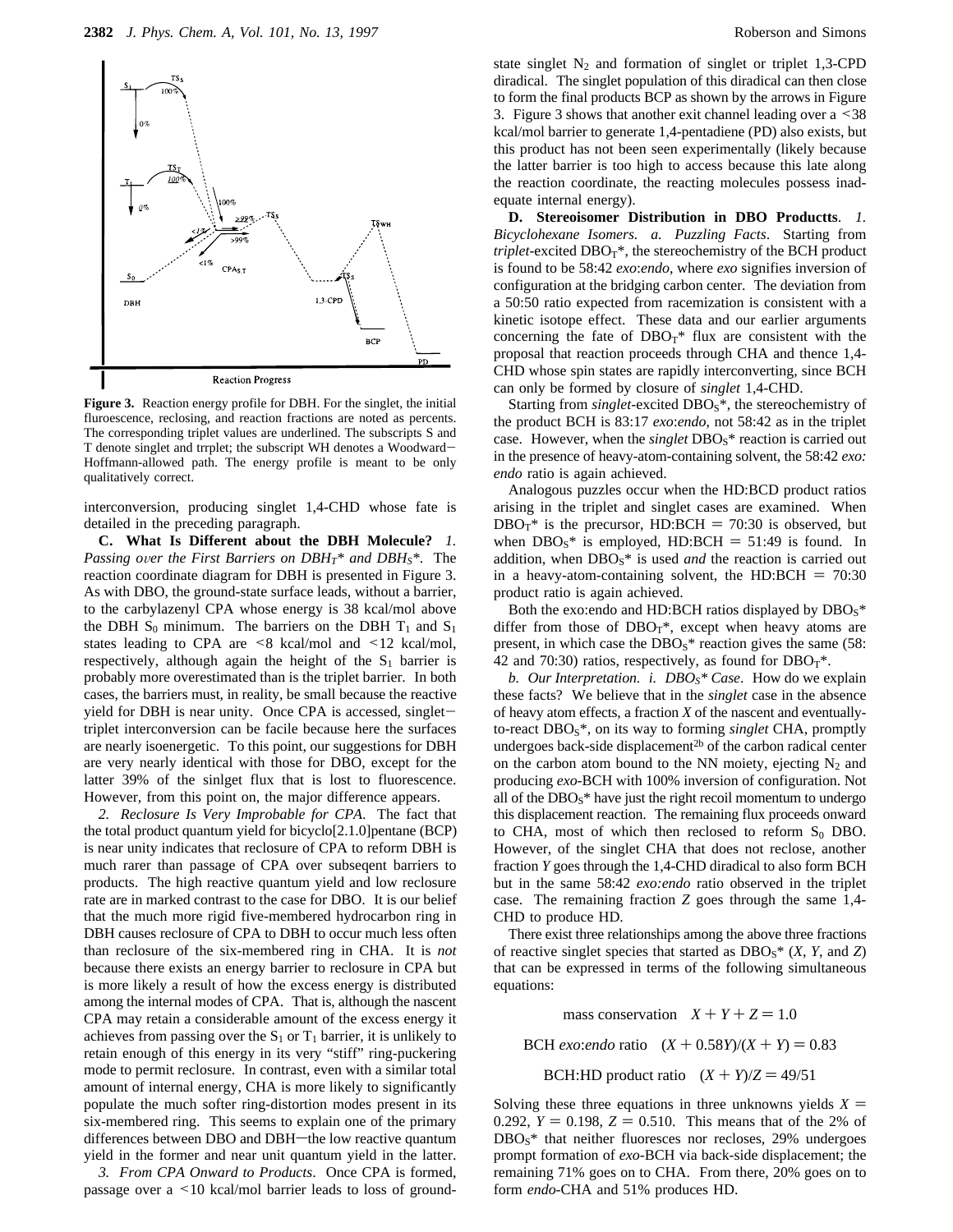**Figure 3.** Reaction energy profile for DBH. For the singlet, the initial fluroescence, reclosing, and reaction fractions are noted as percents. The corresponding triplet values are underlined. The subscripts S and T denote singlet and trrplet; the subscript WH denotes a Woodward–Hoffmann-allowed path. The energy profile is meant to be only qualitatively correct.

interconversion, producing singlet 1,4-CHD whose fate is detailed in the preceding paragraph.

**C. What Is Different about the DBH Molecule?** *1. Passing over the First Barriers on $DBH_T$\* and $DBH_S$\*.* The reaction coordinate diagram for DBH is presented in Figure 3. As with DBO, the ground-state surface leads, without a barrier, to the carbylazenyl CPA whose energy is 38 kcal/mol above the DBH $S_0$ minimum. The barriers on the DBH $T_1$ and $S_1$ states leading to CPA are <8 kcal/mol and <12 kcal/mol, respectively, although again the height of the $S_1$ barrier is probably more overestimated than is the triplet barrier. In both cases, the barriers must, in reality, be small because the reactive yield for DBH is near unity. Once CPA is accessed, singlet–triplet interconversion can be facile because here the surfaces are nearly isoenergetic. To this point, our suggestions for DBH are very nearly identical with those for DBO, except for the latter 39% of the sinlget flux that is lost to fluorescence. However, from this point on, the major difference appears.

*2. Reclosure Is Very Improbable for CPA.* The fact that the total product quantum yield for bicyclo[2.1.0]pentane (BCP) is near unity indicates that reclosure of CPA to reform DBH is much rarer than passage of CPA over subseqent barriers to products. The high reactive quantum yield and low reclosure rate are in marked contrast to the case for DBO. It is our belief that the much more rigid five-membered hydrocarbon ring in DBH causes reclosure of CPA to DBH to occur much less often than reclosure of the six-membered ring in CHA. It is *not* because there exists an energy barrier to reclosure in CPA but is more likely a result of how the excess energy is distributed among the internal modes of CPA. That is, although the nascent CPA may retain a considerable amount of the excess energy it achieves from passing over the $S_1$ or $T_1$ barrier, it is unlikely to retain enough of this energy in its very “stiff” ring-puckering mode to permit reclosure. In contrast, even with a similar total amount of internal energy, CHA is more likely to significantly populate the much softer ring-distortion modes present in its six-membered ring. This seems to explain one of the primary differences between DBO and DBH—the low reactive quantum yield in the former and near unit quantum yield in the latter.

*3. From CPA Onward to Products.* Once CPA is formed, passage over a <10 kcal/mol barrier leads to loss of ground-state singlet $N_2$ and formation of singlet or triplet 1,3-CPD diradical. The singlet population of this diradical can then close to form the final products BCP as shown by the arrows in Figure 3. Figure 3 shows that another exit channel leading over a <38 kcal/mol barrier to generate 1,4-pentadiene (PD) also exists, but this product has not been seen experimentally (likely because the latter barrier is too high to access because this late along the reaction coordinate, the reacting molecules possess inadequate internal energy).

**D. Stereoisomer Distribution in DBO Productts.** *1. Bicyclohexane Isomers. a. Puzzling Facts.* Starting from *triplet*-excited $DBO_T$\*, the stereochemistry of the BCH product is found to be 58:42 *exo*:*endo*, where *exo* signifies inversion of configuration at the bridging carbon center. The deviation from a 50:50 ratio expected from racemization is consistent with a kinetic isotope effect. These data and our earlier arguments concerning the fate of $DBO_T$\* flux are consistent with the proposal that reaction proceeds through CHA and thence 1,4-CHD whose spin states are rapidly interconverting, since BCH can only be formed by closure of *singlet* 1,4-CHD.

Starting from *singlet*-excited $DBO_S$\*, the stereochemistry of the product BCH is 83:17 *exo*:*endo*, not 58:42 as in the triplet case. However, when the *singlet* $DBO_S$\* reaction is carried out in the presence of heavy-atom-containing solvent, the 58:42 *exo: endo* ratio is again achieved.

Analogous puzzles occur when the HD:BCD product ratios arising in the triplet and singlet cases are examined. When $DBO_T$\* is the precursor, HD:BCH = 70:30 is observed, but when $DBO_S$\* is employed, HD:BCH = 51:49 is found. In addition, when $DBO_S$\* is used *and* the reaction is carried out in a heavy-atom-containing solvent, the HD:BCH = 70:30 product ratio is again achieved.

Both the exo:endo and HD:BCH ratios displayed by $DBO_S$\* differ from those of $DBO_T$\*, except when heavy atoms are present, in which case the $DBO_S$\* reaction gives the same (58:42 and 70:30) ratios, respectively, as found for $DBO_T$\*.

*b. Our Interpretation. i. $DBO_S$\* Case.* How do we explain these facts? We believe that in the *singlet* case in the absence of heavy atom effects, a fraction *X* of the nascent and eventually-to-react $DBO_S$\*, on its way to forming *singlet* CHA, promptly undergoes back-side displacement[2b] of the carbon radical center on the carbon atom bound to the NN moiety, ejecting $N_2$ and producing *exo*-BCH with 100% inversion of configuration. Not all of the $DBO_S$\* have just the right recoil momentum to undergo this displacement reaction. The remaining flux proceeds onward to CHA, most of which then reclosed to reform $S_0$ DBO. However, of the singlet CHA that does not reclose, another fraction *Y* goes through the 1,4-CHD diradical to also form BCH but in the same 58:42 *exo:endo* ratio observed in the triplet case. The remaining fraction *Z* goes through the same 1,4-CHD to produce HD.

There exist three relationships among the above three fractions of reactive singlet species that started as $DBO_S$\* (*X*, *Y*, and *Z*) that can be expressed in terms of the following simultaneous equations:

$$\text{mass conservation} \quad X + Y + Z = 1.0$$

$$\text{BCH } exo{:}endo \text{ ratio} \quad (X + 0.58Y)/(X + Y) = 0.83$$

$$\text{BCH:HD product ratio} \quad (X + Y)/Z = 49/51$$

Solving these three equations in three unknowns yields $X = 0.292$, $Y = 0.198$, $Z = 0.510$. This means that of the 2% of $DBO_S$\* that neither fluoresces nor recloses, 29% undergoes prompt formation of *exo*-BCH via back-side displacement; the remaining 71% goes on to CHA. From there, 20% goes on to form *endo*-CHA and 51% produces HD.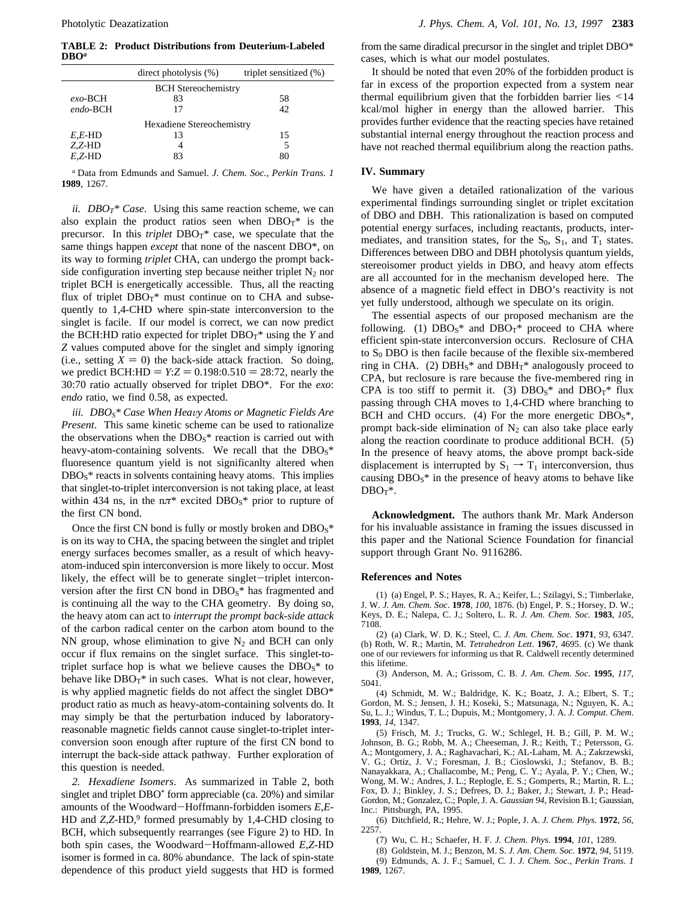**TABLE 2: Product Distributions from Deuterium-Labeled DBO[a]**

| | direct photolysis (%) | triplet sensitized (%) |
|---|---|---|
| | BCH Stereochemistry | |
| *exo*-BCH | 83 | 58 |
| *endo*-BCH | 17 | 42 |
| | Hexadiene Stereochemistry | |
| *E,E*-HD | 13 | 15 |
| *Z,Z*-HD | 4 | 5 |
| *E,Z*-HD | 83 | 80 |

[a] Data from Edmunds and Samuel. *J. Chem. Soc., Perkin Trans. 1* **1989**, 1267.

*ii.* $DBO_T$\* *Case*. Using this same reaction scheme, we can also explain the product ratios seen when $DBO_T$\* is the precursor. In this *triplet* $DBO_T$\* case, we speculate that the same things happen *except* that none of the nascent DBO\*, on its way to forming *triplet* CHA, can undergo the prompt back-side configuration inverting step because neither triplet $N_2$ nor triplet BCH is energetically accessible. Thus, all the reacting flux of triplet $DBO_T$\* must continue on to CHA and subsequently to 1,4-CHD where spin-state interconversion to the singlet is facile. If our model is correct, we can now predict the BCH:HD ratio expected for triplet $DBO_T$\* using the *Y* and *Z* values computed above for the singlet and simply ignoring (i.e., setting $X = 0$) the back-side attack fraction. So doing, we predict BCH:HD = $Y$:$Z$ = 0.198:0.510 = 28:72, nearly the 30:70 ratio actually observed for triplet DBO\*. For the *exo*:*endo* ratio, we find 0.58, as expected.

*iii.* $DBO_S$\* *Case When Heavy Atoms or Magnetic Fields Are Present*. This same kinetic scheme can be used to rationalize the observations when the $DBO_S$\* reaction is carried out with heavy-atom-containing solvents. We recall that the $DBO_S$\* fluoresence quantum yield is not significanlty altered when $DBO_S$\* reacts in solvents containing heavy atoms. This implies that singlet-to-triplet interconversion is not taking place, at least within 434 ns, in the n$\pi$\* excited $DBO_S$\* prior to rupture of the first CN bond.

Once the first CN bond is fully or mostly broken and $DBO_S$\* is on its way to CHA, the spacing between the singlet and triplet energy surfaces becomes smaller, as a result of which heavy-atom-induced spin interconversion is more likely to occur. Most likely, the effect will be to generate singlet–triplet interconversion after the first CN bond in $DBO_S$\* has fragmented and is continuing all the way to the CHA geometry. By doing so, the heavy atom can act to *interrupt the prompt back-side attack* of the carbon radical center on the carbon atom bound to the NN group, whose elimination to give $N_2$ and BCH can only occur if flux remains on the singlet surface. This singlet-to-triplet surface hop is what we believe causes the $DBO_S$\* to behave like $DBO_T$\* in such cases. What is not clear, however, is why applied magnetic fields do not affect the singlet DBO\* product ratio as much as heavy-atom-containing solvents do. It may simply be that the perturbation induced by laboratory-reasonable magnetic fields cannot cause singlet-to-triplet interconversion soon enough after rupture of the first CN bond to interrupt the back-side attack pathway. Further exploration of this question is needed.

*2. Hexadiene Isomers*. As summarized in Table 2, both singlet and triplet DBO\* form appreciable (ca. 20%) and similar amounts of the Woodward–Hoffmann-forbidden isomers *E,E*-HD and *Z,Z*-HD,[9] formed presumably by 1,4-CHD closing to BCH, which subsequently rearranges (see Figure 2) to HD. In both spin cases, the Woodward–Hoffmann-allowed *E,Z*-HD isomer is formed in ca. 80% abundance. The lack of spin-state dependence of this product yield suggests that HD is formed from the same diradical precursor in the singlet and triplet DBO\* cases, which is what our model postulates.

It should be noted that even 20% of the forbidden product is far in excess of the proportion expected from a system near thermal equilibrium given that the forbidden barrier lies <14 kcal/mol higher in energy than the allowed barrier. This provides further evidence that the reacting species have retained substantial internal energy throughout the reaction process and have not reached thermal equilibrium along the reaction paths.

## IV. Summary

We have given a detailed rationalization of the various experimental findings surrounding singlet or triplet excitation of DBO and DBH. This rationalization is based on computed potential energy surfaces, including reactants, products, intermediates, and transition states, for the $S_0$, $S_1$, and $T_1$ states. Differences between DBO and DBH photolysis quantum yields, stereoisomer product yields in DBO, and heavy atom effects are all accounted for in the mechanism developed here. The absence of a magnetic field effect in DBO's reactivity is not yet fully understood, although we speculate on its origin.

The essential aspects of our proposed mechanism are the following. (1) $DBO_S$\* and $DBO_T$\* proceed to CHA where efficient spin-state interconversion occurs. Reclosure of CHA to $S_0$ DBO is then facile because of the flexible six-membered ring in CHA. (2) $DBH_S$\* and $DBH_T$\* analogously proceed to CPA, but reclosure is rare because the five-membered ring in CPA is too stiff to permit it. (3) $DBO_S$\* and $DBO_T$\* flux passing through CHA moves to 1,4-CHD where branching to BCH and CHD occurs. (4) For the more energetic $DBO_S$\*, prompt back-side elimination of $N_2$ can also take place early along the reaction coordinate to produce additional BCH. (5) In the presence of heavy atoms, the above prompt back-side displacement is interrupted by $S_1 \rightarrow T_1$ interconversion, thus causing $DBO_S$\* in the presence of heavy atoms to behave like $DBO_T$\*.

**Acknowledgment.** The authors thank Mr. Mark Anderson for his invaluable assistance in framing the issues discussed in this paper and the National Science Foundation for financial support through Grant No. 9116286.

## References and Notes

(1) (a) Engel, P. S.; Hayes, R. A.; Keifer, L.; Szilagyi, S.; Timberlake, J. W. *J. Am. Chem. Soc*. **1978**, *100*, 1876. (b) Engel, P. S.; Horsey, D. W.; Keys, D. E.; Nalepa, C. J.; Soltero, L. R. *J. Am. Chem. Soc.* **1983**, *105*, 7108.

(2) (a) Clark, W. D. K.; Steel, C. *J. Am. Chem. Soc*. **1971**, *93*, 6347. (b) Roth, W. R.; Martin, M. *Tetrahedron Lett*. **1967**, 4695. (c) We thank one of our reviewers for informing us that R. Caldwell recently determined this lifetime.

(3) Anderson, M. A.; Grissom, C. B. *J. Am. Chem. Soc.* **1995**, *117*, 5041.

(4) Schmidt, M. W.; Baldridge, K. K.; Boatz, J. A.; Elbert, S. T.; Gordon, M. S.; Jensen, J. H.; Koseki, S.; Matsunaga, N.; Nguyen, K. A.; Su, L. J.; Windus, T. L.; Dupuis, M.; Montgomery, J. A. *J. Comput. Chem*. **1993**, *14*, 1347.

(5) Frisch, M. J.; Trucks, G. W.; Schlegel, H. B.; Gill, P. M. W.; Johnson, B. G.; Robb, M. A.; Cheeseman, J. R.; Keith, T.; Petersson, G. A.; Montgomery, J. A.; Raghavachari, K.; AL-Laham, M. A.; Zakrzewski, V. G.; Ortiz, J. V.; Foresman, J. B.; Cioslowski, J.; Stefanov, B. B.; Nanayakkara, A.; Challacombe, M.; Peng, C. Y.; Ayala, P. Y.; Chen, W.; Wong, M. W.; Andres, J. L.; Replogle, E. S.; Gomperts, R.; Martin, R. L.; Fox, D. J.; Binkley, J. S.; Defrees, D. J.; Baker, J.; Stewart, J. P.; Head-Gordon, M.; Gonzalez, C.; Pople, J. A. *Gaussian 94*, Revision B.1; Gaussian, Inc.: Pittsburgh, PA, 1995.

(6) Ditchfield, R.; Hehre, W. J.; Pople, J. A. *J. Chem. Phys.* **1972**, *56*, 2257.

(7) Wu, C. H.; Schaefer, H. F. *J. Chem. Phys.* **1994**, *101*, 1289.

(8) Goldstein, M. J.; Benzon, M. S. *J. Am. Chem. Soc*. **1972**, *94*, 5119.

(9) Edmunds, A. J. F.; Samuel, C. J. *J. Chem. Soc., Perkin Trans. 1* **1989**, 1267.